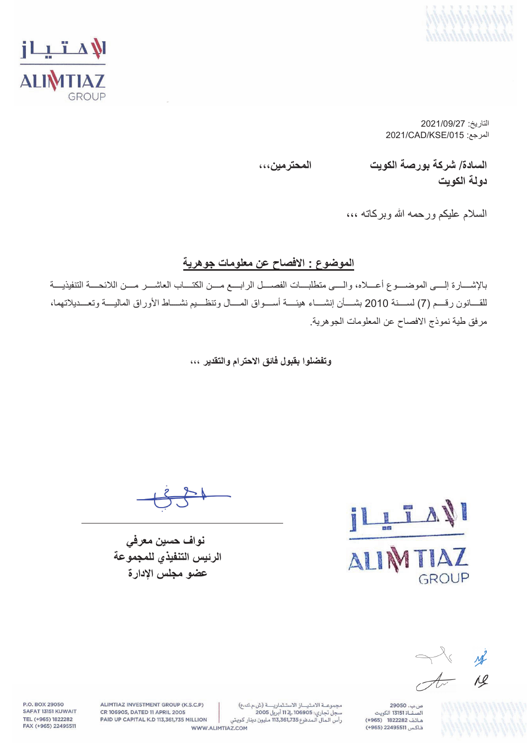التاريخ: 2021/09/27

المرجع: 2021/CAD/KSE/015

**السادة/ شركة بورصة الكويت المحترمين،،،**

**دولة الكويت**

السلام عليكم ورحمه الله وبركاته ،،،

## الموضوع : الافصاح عن معلومات جوهرية

بالإشارة إلى الموضوع أعلاه، وإلى متطلبات الفصل الرابع من الكتاب العاشر من اللائحة التنفيذية للقانون رقم (7) لسنة 2010 بشأن إنشاء هيئة أسواق المال وتنظيم نشاط الأوراق المالية وتعديلاتهما، مرفق طية نموذج الافصاح عن المعلومات الجوهرية.

**وتفضلوا بقبول فائق الاحترام والتقدير ،،،**

**نواف حسين معرفي**

**الرئيس التنفيذي للمجموعة**

**عضو مجلس الإدارة**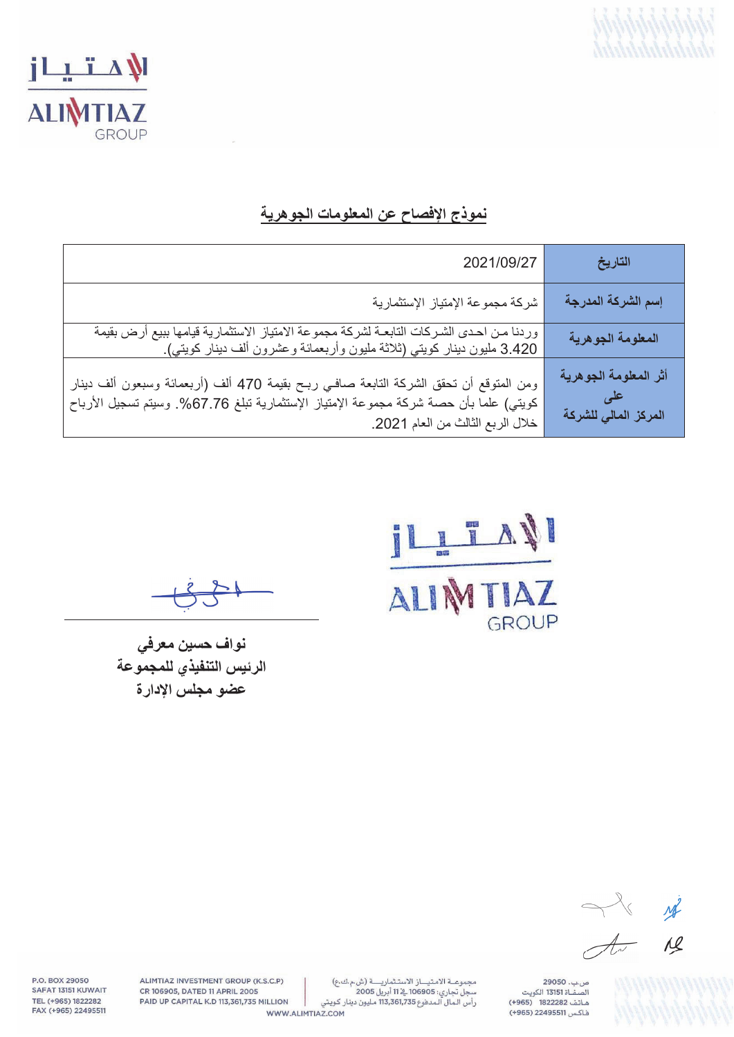## نموذج الإفصاح عن المعلومات الجوهرية

| التاريخ | 2021/09/27 |
|---|---|
| إسم الشركة المدرجة | شركة مجموعة الإمتياز الإستثمارية |
| المعلومة الجوهرية | وردنا من احدى الشركات التابعة لشركة مجموعة الامتياز الاستثمارية قيامها ببيع أرض بقيمة 3.420 مليون دينار كويتي (ثلاثة مليون وأربعمائة وعشرون ألف دينار كويتي). |
| أثر المعلومة الجوهرية على المركز المالي للشركة | ومن المتوقع أن تحقق الشركة التابعة صافي ربح بقيمة 470 ألف (أربعمائة وسبعون ألف دينار كويتي) علما بأن حصة شركة مجموعة الإمتياز الإستثمارية تبلغ 67.76%. وسيتم تسجيل الأرباح خلال الربع الثالث من العام 2021. |

**نواف حسين معرفي**
**الرئيس التنفيذي للمجموعة**
**عضو مجلس الإدارة**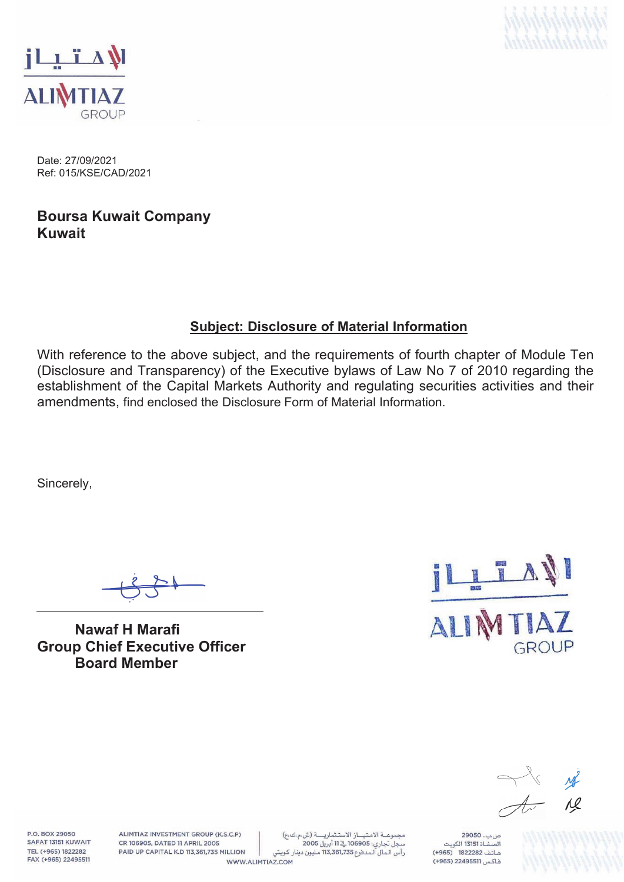Date: 27/09/2021
Ref: 015/KSE/CAD/2021

**Boursa Kuwait Company**
**Kuwait**

## Subject: Disclosure of Material Information

With reference to the above subject, and the requirements of fourth chapter of Module Ten (Disclosure and Transparency) of the Executive bylaws of Law No 7 of 2010 regarding the establishment of the Capital Markets Authority and regulating securities activities and their amendments, find enclosed the Disclosure Form of Material Information.

Sincerely,

**Nawaf H Marafi**
**Group Chief Executive Officer**
**Board Member**

P.O. BOX 29050
SAFAT 13151 KUWAIT
TEL (+965) 1822282
FAX (+965) 22495511

ALIMTIAZ INVESTMENT GROUP (K.S.C.P)
CR 106905, DATED 11 APRIL 2005
PAID UP CAPITAL K.D 113,361,735 MILLION

مجموعة الامتياز الاستثمارية (ش.م.ك.ع)
سجل تجاري: 106905 في 11 أبريل 2005
رأس المال المدفوع 113,361,735 مليون دينار كويتي

ص.ب. 29050
الصفاة 13151 الكويت
هاتف 1822282 (+965)
فاكس 22495511 (+965)

WWW.ALIMTIAZ.COM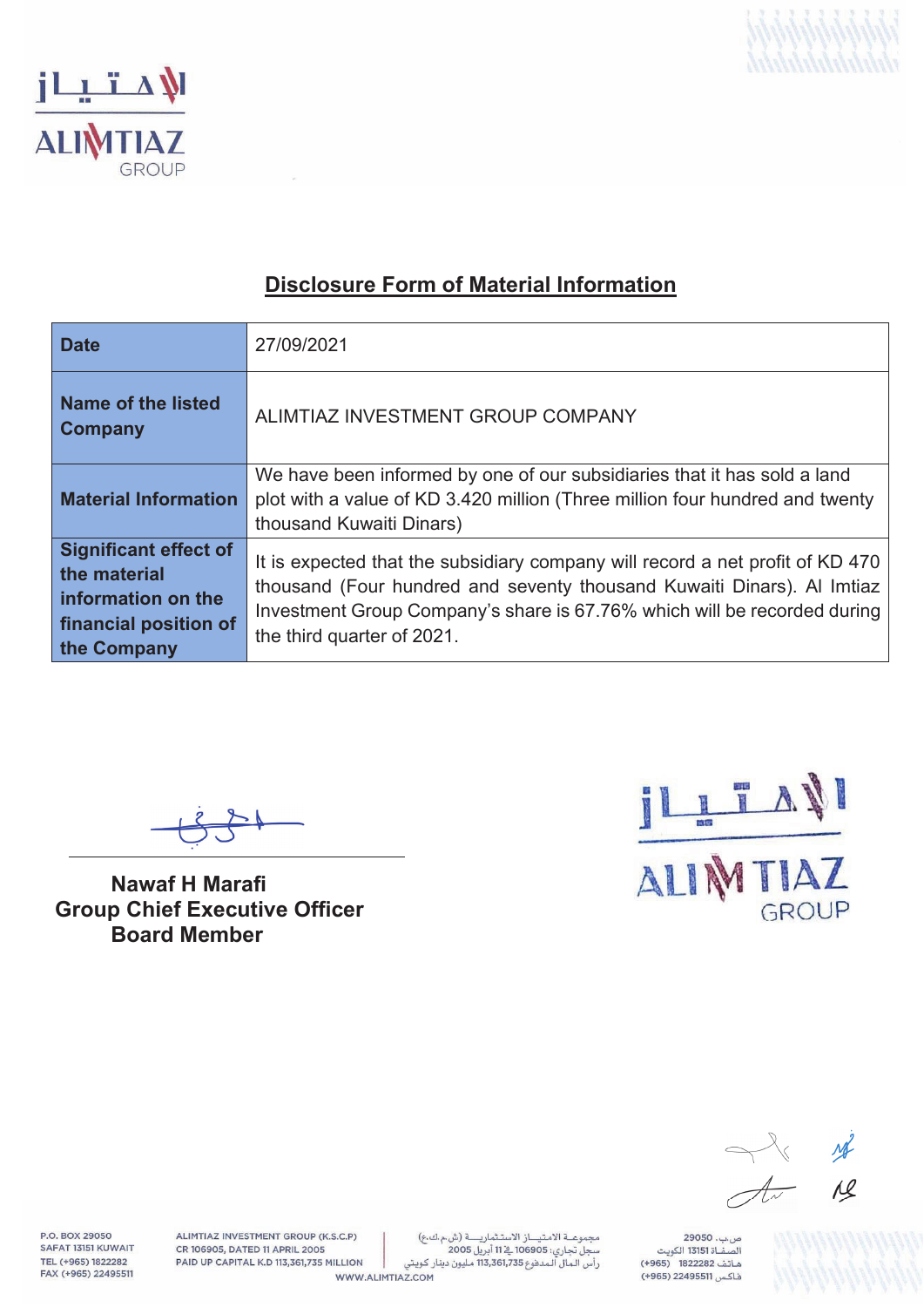## Disclosure Form of Material Information

| | |
|---|---|
| **Date** | 27/09/2021 |
| **Name of the listed Company** | ALIMTIAZ INVESTMENT GROUP COMPANY |
| **Material Information** | We have been informed by one of our subsidiaries that it has sold a land plot with a value of KD 3.420 million (Three million four hundred and twenty thousand Kuwaiti Dinars) |
| **Significant effect of the material information on the financial position of the Company** | It is expected that the subsidiary company will record a net profit of KD 470 thousand (Four hundred and seventy thousand Kuwaiti Dinars). Al Imtiaz Investment Group Company's share is 67.76% which will be recorded during the third quarter of 2021. |

**Nawaf H Marafi**
**Group Chief Executive Officer**
**Board Member**

P.O. BOX 29050
SAFAT 13151 KUWAIT
TEL (+965) 1822282
FAX (+965) 22495511

ALIMTIAZ INVESTMENT GROUP (K.S.C.P)
CR 106905, DATED 11 APRIL 2005
PAID UP CAPITAL K.D 113,361,735 MILLION

مجموعة الامتياز الاستثمارية (ش.م.ك.ع)
سجل تجاري: 106905 في 11 أبريل 2005
رأس المال المدفوع 113,361,735 مليون دينار كويتي

ص.ب. 29050
الصفاة 13151 الكويت
هاتف 1822282 (965+)
فاكس 22495511 (965+)

WWW.ALIMTIAZ.COM